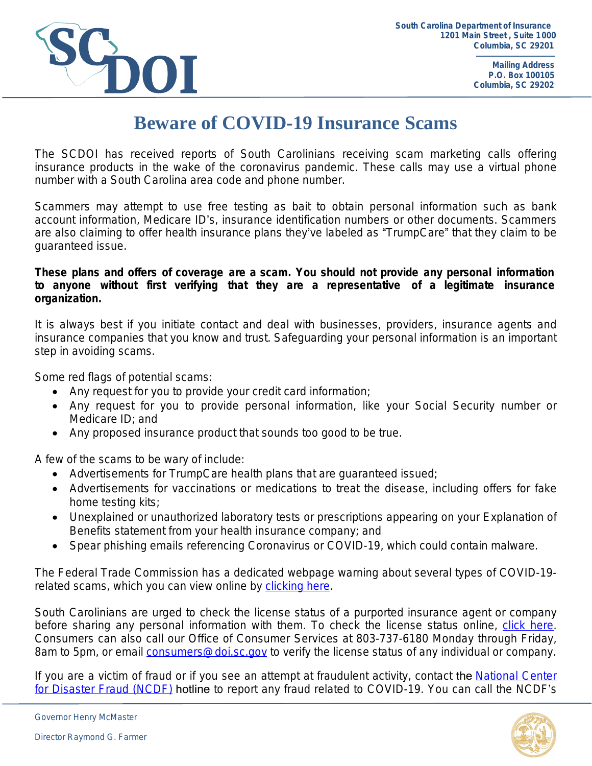South Carolina Department of Insurance
1201 Main Street, Suite 1000
Columbia, SC 29201

Mailing Address
P.O. Box 100105
Columbia, SC 29202

# Beware of COVID-19 Insurance Scams

The SCDOI has received reports of South Carolinians receiving scam marketing calls offering insurance products in the wake of the coronavirus pandemic. These calls may use a virtual phone number with a South Carolina area code and phone number.

Scammers may attempt to use free testing as bait to obtain personal information such as bank account information, Medicare ID's, insurance identification numbers or other documents. Scammers are also claiming to offer health insurance plans they've labeled as "TrumpCare" that they claim to be guaranteed issue.

**These plans and offers of coverage are a scam. You should not provide any personal information to anyone without first verifying that they are a representative of a legitimate insurance organization.**

It is always best if you initiate contact and deal with businesses, providers, insurance agents and insurance companies that you know and trust. Safeguarding your personal information is an important step in avoiding scams.

Some red flags of potential scams:

- Any request for you to provide your credit card information;
- Any request for you to provide personal information, like your Social Security number or Medicare ID; and
- Any proposed insurance product that sounds too good to be true.

A few of the scams to be wary of include:

- Advertisements for TrumpCare health plans that are guaranteed issued;
- Advertisements for vaccinations or medications to treat the disease, including offers for fake home testing kits;
- Unexplained or unauthorized laboratory tests or prescriptions appearing on your Explanation of Benefits statement from your health insurance company; and
- Spear phishing emails referencing Coronavirus or COVID-19, which could contain malware.

The Federal Trade Commission has a dedicated webpage warning about several types of COVID-19-related scams, which you can view online by clicking here.

South Carolinians are urged to check the license status of a purported insurance agent or company before sharing any personal information with them. To check the license status online, click here. Consumers can also call our Office of Consumer Services at 803-737-6180 Monday through Friday, 8am to 5pm, or email consumers@doi.sc.gov to verify the license status of any individual or company.

If you are a victim of fraud or if you see an attempt at fraudulent activity, contact the National Center for Disaster Fraud (NCDF) hotline to report any fraud related to COVID-19. You can call the NCDF's

Governor Henry McMaster

Director Raymond G. Farmer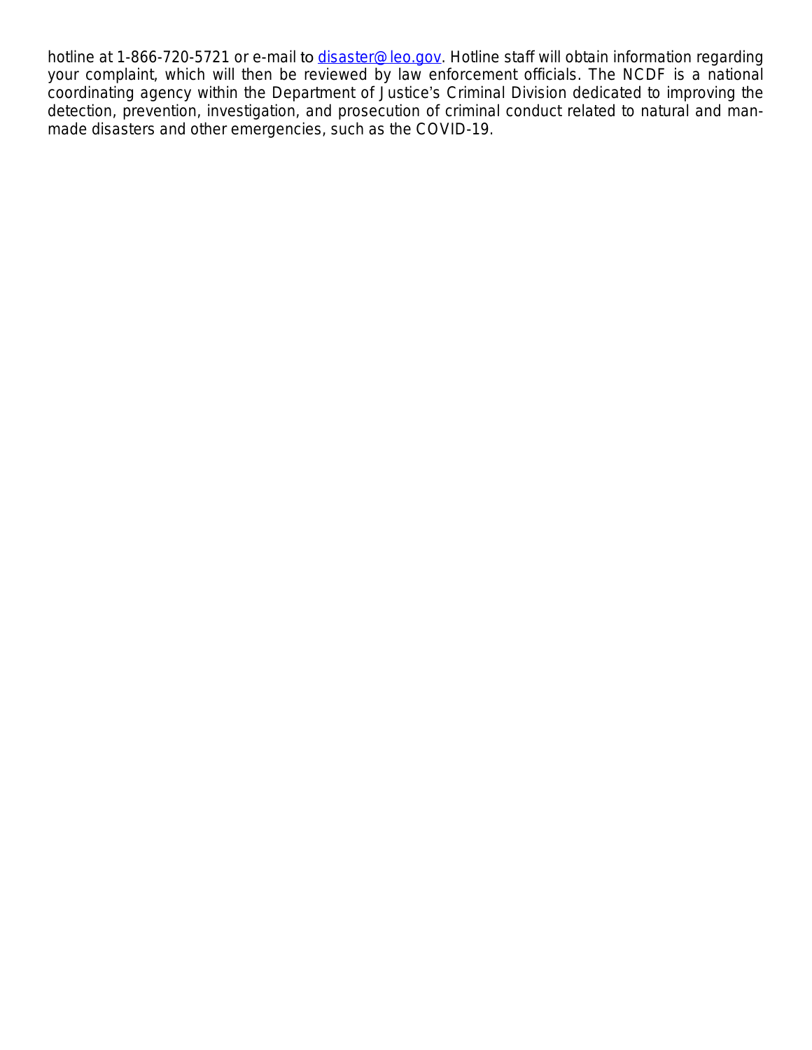hotline at 1-866-720-5721 or e-mail to [disaster@leo.gov](mailto:disaster@leo.gov). Hotline staff will obtain information regarding your complaint, which will then be reviewed by law enforcement officials. The NCDF is a national coordinating agency within the Department of Justice's Criminal Division dedicated to improving the detection, prevention, investigation, and prosecution of criminal conduct related to natural and man-made disasters and other emergencies, such as the COVID-19.